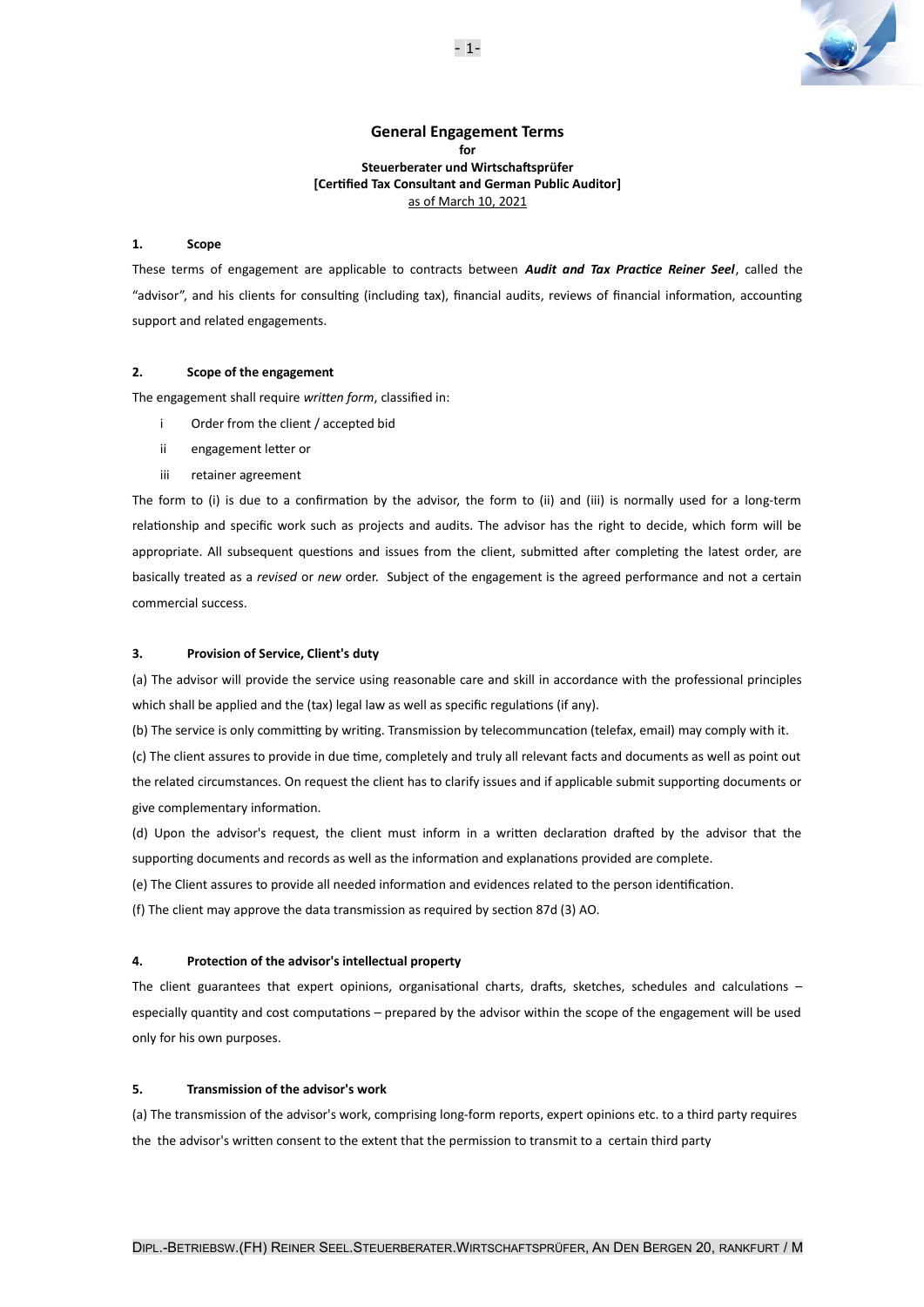# General Engagement Terms

**for**

**Steuerberater und Wirtschaftsprüfer**

**[Certified Tax Consultant and German Public Auditor]**

as of March 10, 2021

## 1. Scope

These terms of engagement are applicable to contracts between ***Audit and Tax Practice Reiner Seel***, called the "advisor", and his clients for consulting (including tax), financial audits, reviews of financial information, accounting support and related engagements.

## 2. Scope of the engagement

The engagement shall require *written form*, classified in:

- i Order from the client / accepted bid
- ii engagement letter or
- iii retainer agreement

The form to (i) is due to a confirmation by the advisor, the form to (ii) and (iii) is normally used for a long-term relationship and specific work such as projects and audits. The advisor has the right to decide, which form will be appropriate. All subsequent questions and issues from the client, submitted after completing the latest order, are basically treated as a *revised* or *new* order. Subject of the engagement is the agreed performance and not a certain commercial success.

## 3. Provision of Service, Client's duty

(a) The advisor will provide the service using reasonable care and skill in accordance with the professional principles which shall be applied and the (tax) legal law as well as specific regulations (if any).

(b) The service is only committing by writing. Transmission by telecommuncation (telefax, email) may comply with it.

(c) The client assures to provide in due time, completely and truly all relevant facts and documents as well as point out the related circumstances. On request the client has to clarify issues and if applicable submit supporting documents or give complementary information.

(d) Upon the advisor's request, the client must inform in a written declaration drafted by the advisor that the supporting documents and records as well as the information and explanations provided are complete.

(e) The Client assures to provide all needed information and evidences related to the person identification.

(f) The client may approve the data transmission as required by section 87d (3) AO.

## 4. Protection of the advisor's intellectual property

The client guarantees that expert opinions, organisational charts, drafts, sketches, schedules and calculations – especially quantity and cost computations – prepared by the advisor within the scope of the engagement will be used only for his own purposes.

## 5. Transmission of the advisor's work

(a) The transmission of the advisor's work, comprising long-form reports, expert opinions etc. to a third party requires the the advisor's written consent to the extent that the permission to transmit to a certain third party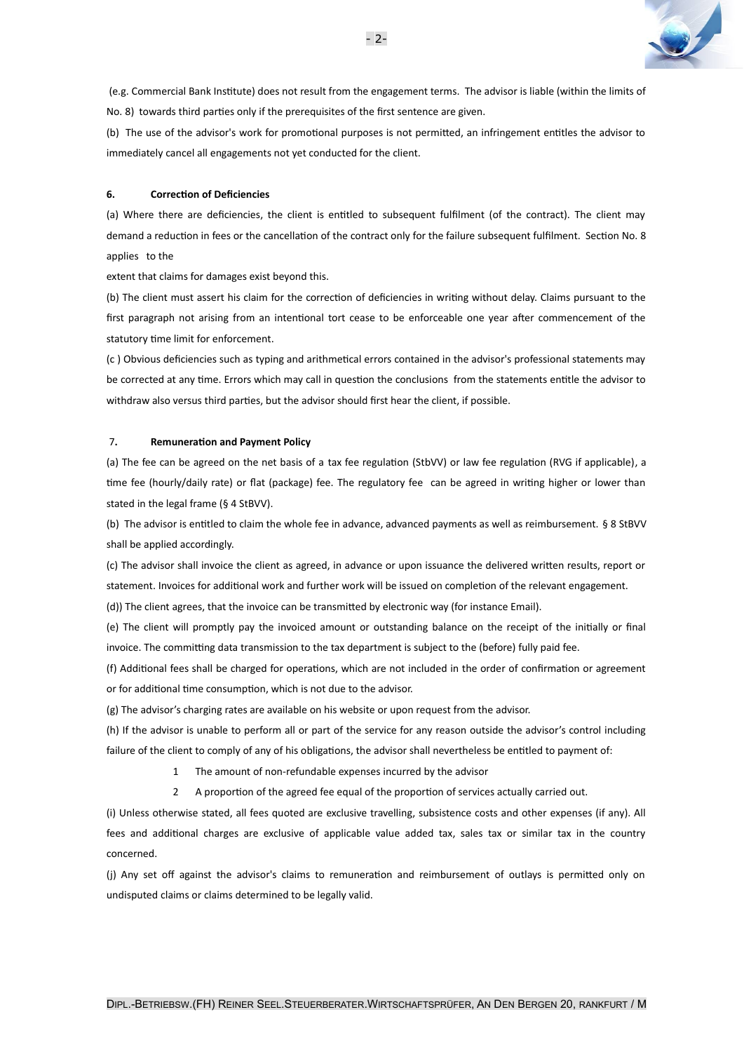(e.g. Commercial Bank Institute) does not result from the engagement terms. The advisor is liable (within the limits of No. 8) towards third parties only if the prerequisites of the first sentence are given.

(b) The use of the advisor's work for promotional purposes is not permitted, an infringement entitles the advisor to immediately cancel all engagements not yet conducted for the client.

## 6. Correction of Deficiencies

(a) Where there are deficiencies, the client is entitled to subsequent fulfilment (of the contract). The client may demand a reduction in fees or the cancellation of the contract only for the failure subsequent fulfilment. Section No. 8 applies to the extent that claims for damages exist beyond this.

(b) The client must assert his claim for the correction of deficiencies in writing without delay. Claims pursuant to the first paragraph not arising from an intentional tort cease to be enforceable one year after commencement of the statutory time limit for enforcement.

(c ) Obvious deficiencies such as typing and arithmetical errors contained in the advisor's professional statements may be corrected at any time. Errors which may call in question the conclusions from the statements entitle the advisor to withdraw also versus third parties, but the advisor should first hear the client, if possible.

## 7. Remuneration and Payment Policy

(a) The fee can be agreed on the net basis of a tax fee regulation (StbVV) or law fee regulation (RVG if applicable), a time fee (hourly/daily rate) or flat (package) fee. The regulatory fee can be agreed in writing higher or lower than stated in the legal frame (§ 4 StBVV).

(b) The advisor is entitled to claim the whole fee in advance, advanced payments as well as reimbursement. § 8 StBVV shall be applied accordingly.

(c) The advisor shall invoice the client as agreed, in advance or upon issuance the delivered written results, report or statement. Invoices for additional work and further work will be issued on completion of the relevant engagement.

(d)) The client agrees, that the invoice can be transmitted by electronic way (for instance Email).

(e) The client will promptly pay the invoiced amount or outstanding balance on the receipt of the initially or final invoice. The committing data transmission to the tax department is subject to the (before) fully paid fee.

(f) Additional fees shall be charged for operations, which are not included in the order of confirmation or agreement or for additional time consumption, which is not due to the advisor.

(g) The advisor's charging rates are available on his website or upon request from the advisor.

(h) If the advisor is unable to perform all or part of the service for any reason outside the advisor's control including failure of the client to comply of any of his obligations, the advisor shall nevertheless be entitled to payment of:

1. The amount of non-refundable expenses incurred by the advisor
2. A proportion of the agreed fee equal of the proportion of services actually carried out.

(i) Unless otherwise stated, all fees quoted are exclusive travelling, subsistence costs and other expenses (if any). All fees and additional charges are exclusive of applicable value added tax, sales tax or similar tax in the country concerned.

(j) Any set off against the advisor's claims to remuneration and reimbursement of outlays is permitted only on undisputed claims or claims determined to be legally valid.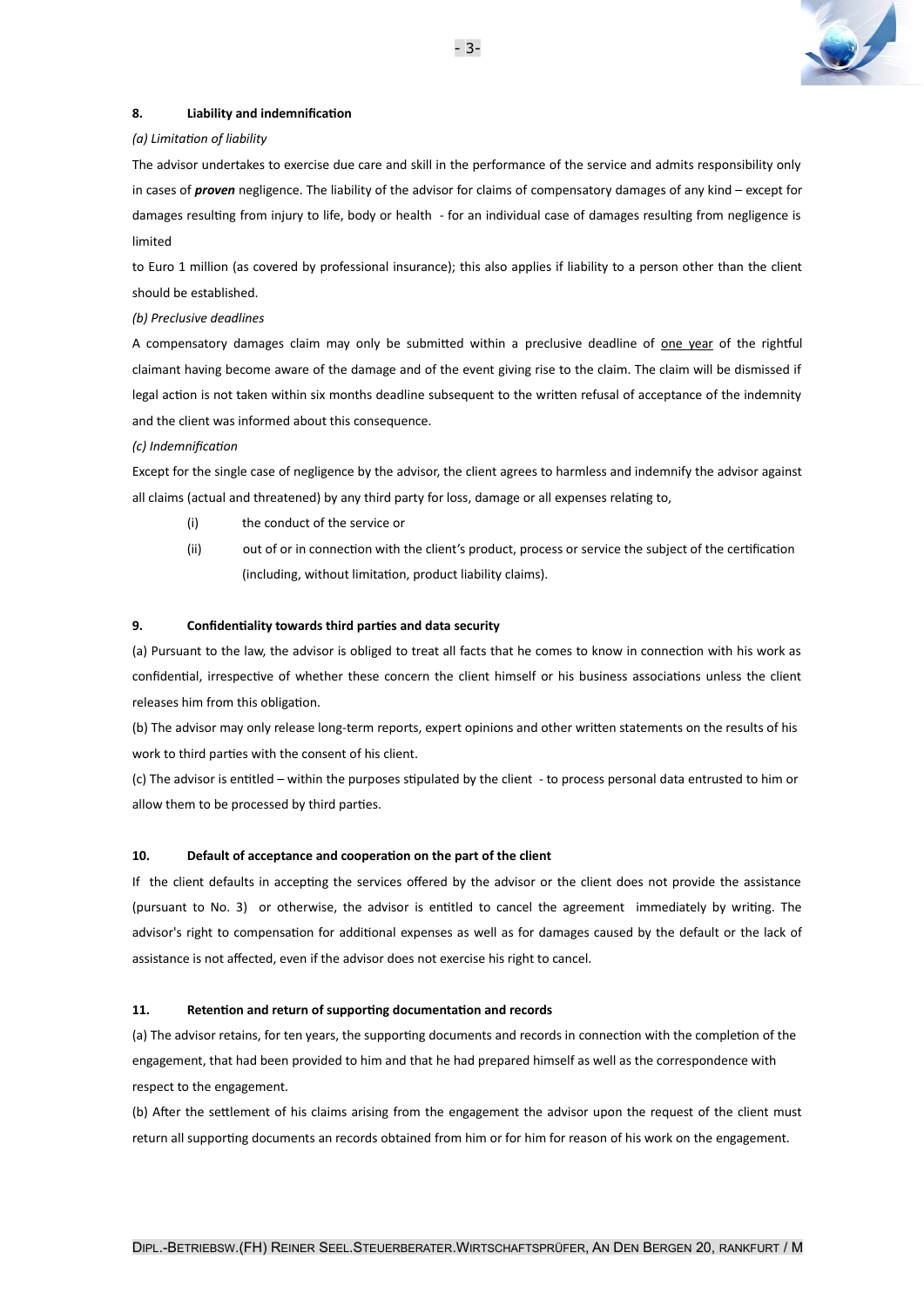## 8. Liability and indemnification

*(a) Limitation of liability*

The advisor undertakes to exercise due care and skill in the performance of the service and admits responsibility only in cases of ***proven*** negligence. The liability of the advisor for claims of compensatory damages of any kind – except for damages resulting from injury to life, body or health - for an individual case of damages resulting from negligence is limited

to Euro 1 million (as covered by professional insurance); this also applies if liability to a person other than the client should be established.

*(b) Preclusive deadlines*

A compensatory damages claim may only be submitted within a preclusive deadline of <u>one year</u> of the rightful claimant having become aware of the damage and of the event giving rise to the claim. The claim will be dismissed if legal action is not taken within six months deadline subsequent to the written refusal of acceptance of the indemnity and the client was informed about this consequence.

*(c) Indemnification*

Except for the single case of negligence by the advisor, the client agrees to harmless and indemnify the advisor against all claims (actual and threatened) by any third party for loss, damage or all expenses relating to,

- (i) the conduct of the service or
- (ii) out of or in connection with the client's product, process or service the subject of the certification (including, without limitation, product liability claims).

## 9. Confidentiality towards third parties and data security

(a) Pursuant to the law, the advisor is obliged to treat all facts that he comes to know in connection with his work as confidential, irrespective of whether these concern the client himself or his business associations unless the client releases him from this obligation.

(b) The advisor may only release long-term reports, expert opinions and other written statements on the results of his work to third parties with the consent of his client.

(c) The advisor is entitled – within the purposes stipulated by the client - to process personal data entrusted to him or allow them to be processed by third parties.

## 10. Default of acceptance and cooperation on the part of the client

If the client defaults in accepting the services offered by the advisor or the client does not provide the assistance (pursuant to No. 3) or otherwise, the advisor is entitled to cancel the agreement immediately by writing. The advisor's right to compensation for additional expenses as well as for damages caused by the default or the lack of assistance is not affected, even if the advisor does not exercise his right to cancel.

## 11. Retention and return of supporting documentation and records

(a) The advisor retains, for ten years, the supporting documents and records in connection with the completion of the engagement, that had been provided to him and that he had prepared himself as well as the correspondence with respect to the engagement.

(b) After the settlement of his claims arising from the engagement the advisor upon the request of the client must return all supporting documents an records obtained from him or for him for reason of his work on the engagement.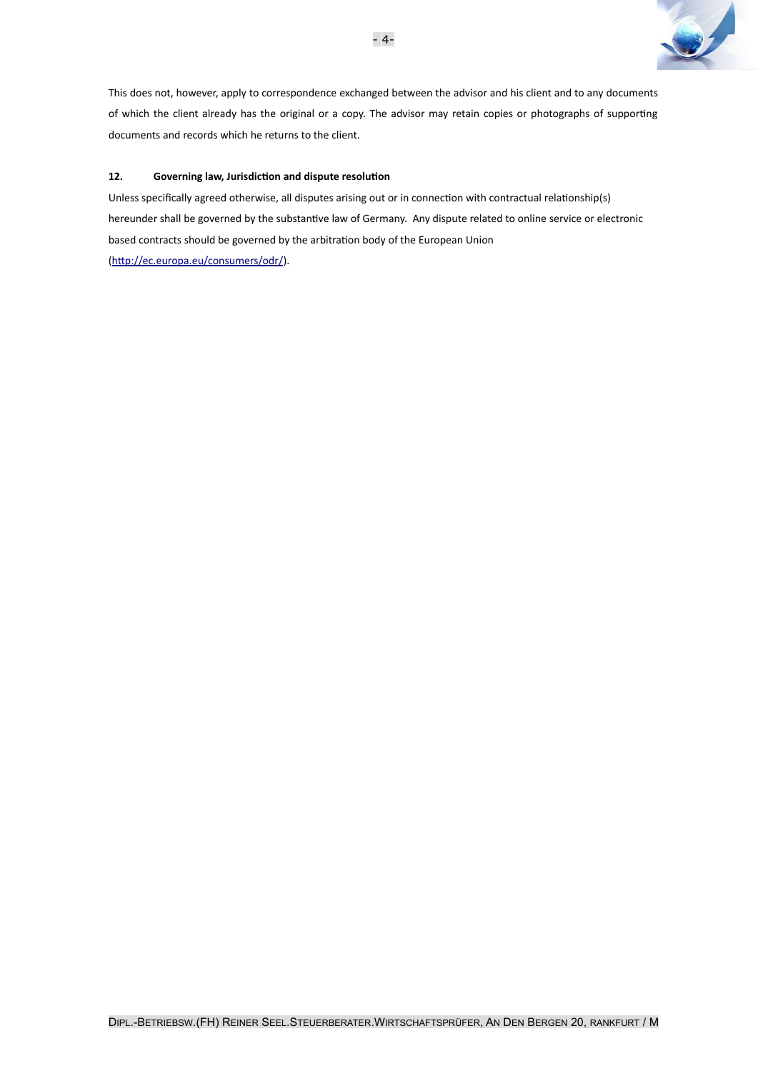This does not, however, apply to correspondence exchanged between the advisor and his client and to any documents of which the client already has the original or a copy. The advisor may retain copies or photographs of supporting documents and records which he returns to the client.

### 12. Governing law, Jurisdiction and dispute resolution

Unless specifically agreed otherwise, all disputes arising out or in connection with contractual relationship(s) hereunder shall be governed by the substantive law of Germany. Any dispute related to online service or electronic based contracts should be governed by the arbitration body of the European Union (http://ec.europa.eu/consumers/odr/).